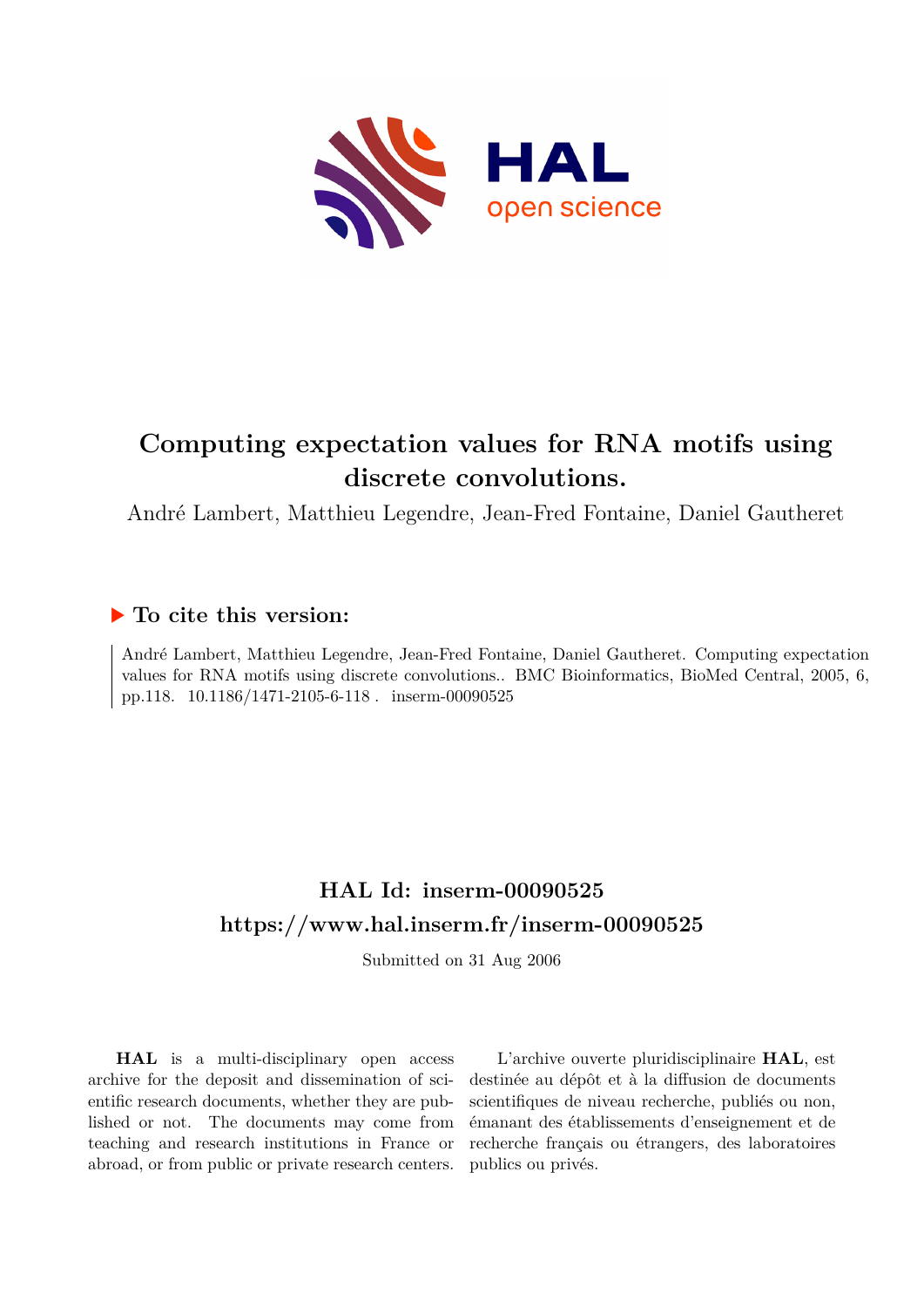# Computing expectation values for RNA motifs using discrete convolutions.

André Lambert, Matthieu Legendre, Jean-Fred Fontaine, Daniel Gautheret

## To cite this version:

André Lambert, Matthieu Legendre, Jean-Fred Fontaine, Daniel Gautheret. Computing expectation values for RNA motifs using discrete convolutions.. BMC Bioinformatics, BioMed Central, 2005, 6, pp.118. 10.1186/1471-2105-6-118 . inserm-00090525

## HAL Id: inserm-00090525

## https://www.hal.inserm.fr/inserm-00090525

Submitted on 31 Aug 2006

**HAL** is a multi-disciplinary open access archive for the deposit and dissemination of scientific research documents, whether they are published or not. The documents may come from teaching and research institutions in France or abroad, or from public or private research centers.

L'archive ouverte pluridisciplinaire **HAL**, est destinée au dépôt et à la diffusion de documents scientifiques de niveau recherche, publiés ou non, émanant des établissements d'enseignement et de recherche français ou étrangers, des laboratoires publics ou privés.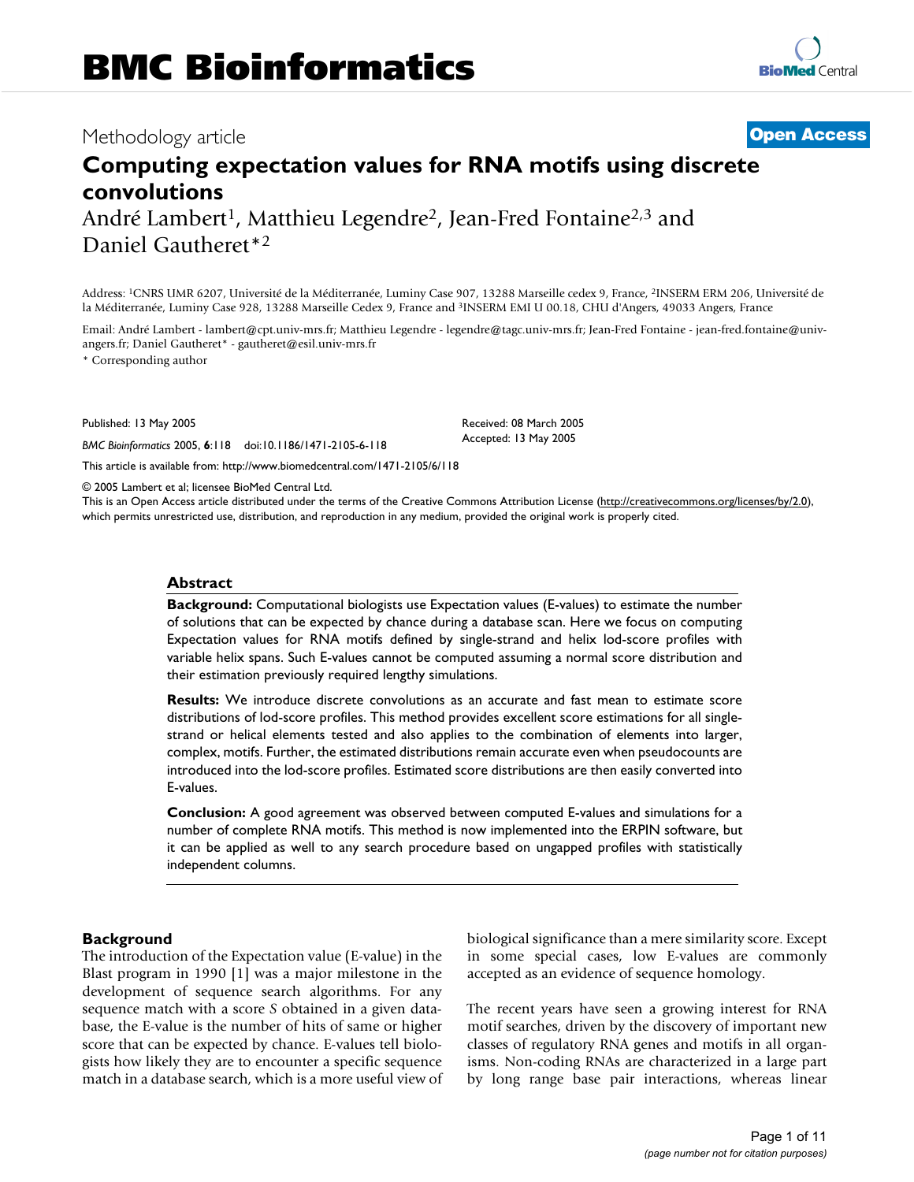# Computing expectation values for RNA motifs using discrete convolutions

André Lambert[1], Matthieu Legendre[2], Jean-Fred Fontaine[2,3] and Daniel Gautheret*[2]

Address: [1]CNRS UMR 6207, Université de la Méditerranée, Luminy Case 907, 13288 Marseille cedex 9, France, [2]INSERM ERM 206, Université de la Méditerranée, Luminy Case 928, 13288 Marseille Cedex 9, France and [3]INSERM EMI U 00.18, CHU d'Angers, 49033 Angers, France

Email: André Lambert - lambert@cpt.univ-mrs.fr; Matthieu Legendre - legendre@tagc.univ-mrs.fr; Jean-Fred Fontaine - jean-fred.fontaine@univ-angers.fr; Daniel Gautheret* - gautheret@esil.univ-mrs.fr

\* Corresponding author

Methodology article

**Open Access**

Published: 13 May 2005

Received: 08 March 2005

Accepted: 13 May 2005

*BMC Bioinformatics* 2005, **6**:118 doi:10.1186/1471-2105-6-118

This article is available from: http://www.biomedcentral.com/1471-2105/6/118

© 2005 Lambert et al; licensee BioMed Central Ltd.

This is an Open Access article distributed under the terms of the Creative Commons Attribution License (http://creativecommons.org/licenses/by/2.0), which permits unrestricted use, distribution, and reproduction in any medium, provided the original work is properly cited.

## Abstract

**Background:** Computational biologists use Expectation values (E-values) to estimate the number of solutions that can be expected by chance during a database scan. Here we focus on computing Expectation values for RNA motifs defined by single-strand and helix lod-score profiles with variable helix spans. Such E-values cannot be computed assuming a normal score distribution and their estimation previously required lengthy simulations.

**Results:** We introduce discrete convolutions as an accurate and fast mean to estimate score distributions of lod-score profiles. This method provides excellent score estimations for all single-strand or helical elements tested and also applies to the combination of elements into larger, complex, motifs. Further, the estimated distributions remain accurate even when pseudocounts are introduced into the lod-score profiles. Estimated score distributions are then easily converted into E-values.

**Conclusion:** A good agreement was observed between computed E-values and simulations for a number of complete RNA motifs. This method is now implemented into the ERPIN software, but it can be applied as well to any search procedure based on ungapped profiles with statistically independent columns.

## Background

The introduction of the Expectation value (E-value) in the Blast program in 1990 [1] was a major milestone in the development of sequence search algorithms. For any sequence match with a score $S$ obtained in a given database, the E-value is the number of hits of same or higher score that can be expected by chance. E-values tell biologists how likely they are to encounter a specific sequence match in a database search, which is a more useful view of biological significance than a mere similarity score. Except in some special cases, low E-values are commonly accepted as an evidence of sequence homology.

The recent years have seen a growing interest for RNA motif searches, driven by the discovery of important new classes of regulatory RNA genes and motifs in all organisms. Non-coding RNAs are characterized in a large part by long range base pair interactions, whereas linear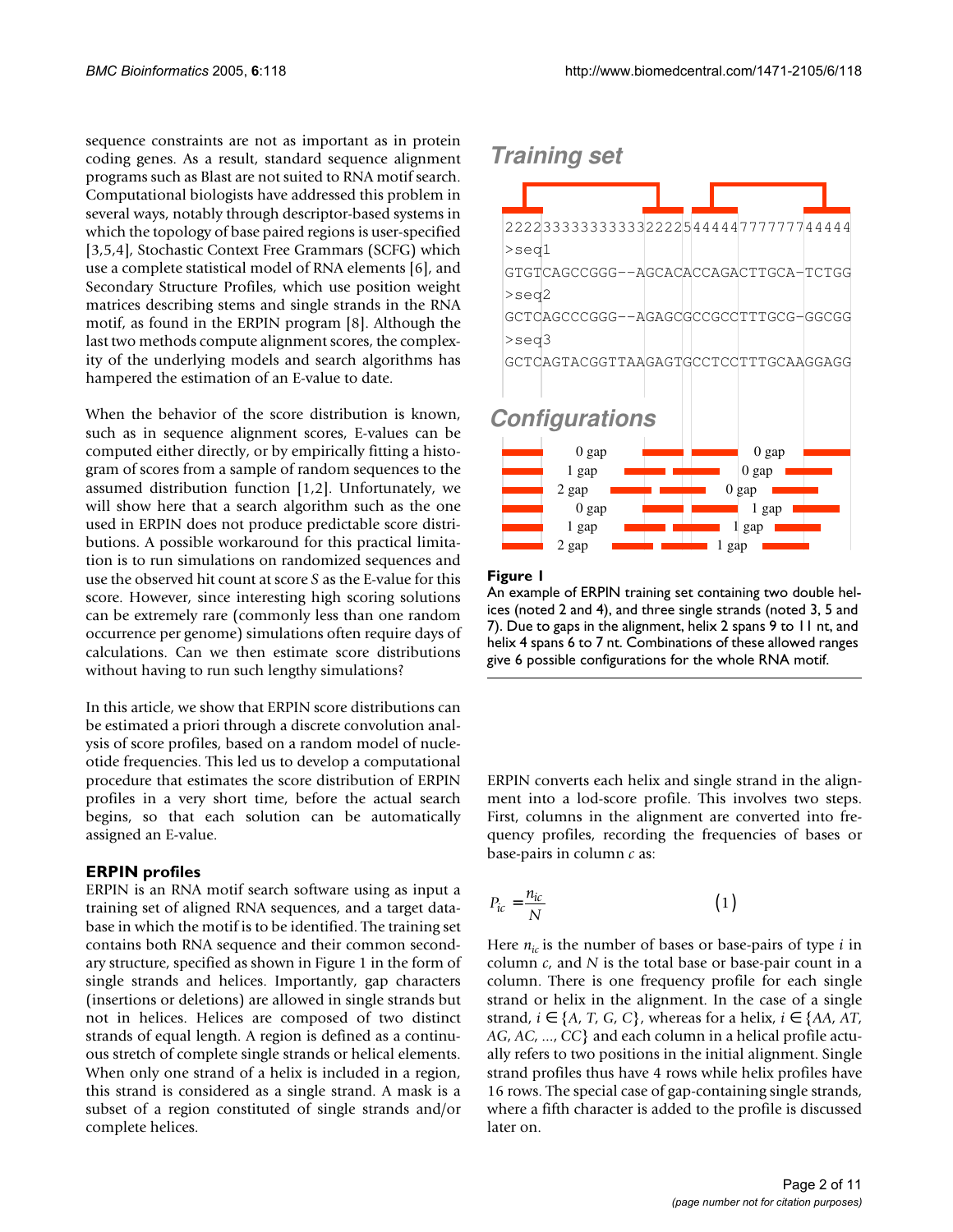sequence constraints are not as important as in protein coding genes. As a result, standard sequence alignment programs such as Blast are not suited to RNA motif search. Computational biologists have addressed this problem in several ways, notably through descriptor-based systems in which the topology of base paired regions is user-specified [3,5,4], Stochastic Context Free Grammars (SCFG) which use a complete statistical model of RNA elements [6], and Secondary Structure Profiles, which use position weight matrices describing stems and single strands in the RNA motif, as found in the ERPIN program [8]. Although the last two methods compute alignment scores, the complexity of the underlying models and search algorithms has hampered the estimation of an E-value to date.

When the behavior of the score distribution is known, such as in sequence alignment scores, E-values can be computed either directly, or by empirically fitting a histogram of scores from a sample of random sequences to the assumed distribution function [1,2]. Unfortunately, we will show here that a search algorithm such as the one used in ERPIN does not produce predictable score distributions. A possible workaround for this practical limitation is to run simulations on randomized sequences and use the observed hit count at score *S* as the E-value for this score. However, since interesting high scoring solutions can be extremely rare (commonly less than one random occurrence per genome) simulations often require days of calculations. Can we then estimate score distributions without having to run such lengthy simulations?

In this article, we show that ERPIN score distributions can be estimated a priori through a discrete convolution analysis of score profiles, based on a random model of nucleotide frequencies. This led us to develop a computational procedure that estimates the score distribution of ERPIN profiles in a very short time, before the actual search begins, so that each solution can be automatically assigned an E-value.

### ERPIN profiles

ERPIN is an RNA motif search software using as input a training set of aligned RNA sequences, and a target database in which the motif is to be identified. The training set contains both RNA sequence and their common secondary structure, specified as shown in Figure 1 in the form of single strands and helices. Importantly, gap characters (insertions or deletions) are allowed in single strands but not in helices. Helices are composed of two distinct strands of equal length. A region is defined as a continuous stretch of complete single strands or helical elements. When only one strand of a helix is included in a region, this strand is considered as a single strand. A mask is a subset of a region constituted of single strands and/or complete helices.

Training set

```
22223333333333322225444447777777744444
>seq1
GTGTCAGCCGGG--AGCACACCAGACTTGCA-TCTGG
>seq2
GCTCAGCCCGGG--AGAGCGCCGCCTTTGCG-GGCGG
>seq3
GCTCAGTACGGTTAAGAGTGCCTCCTTTGCAAGGAGG
```

Configurations

0 gap
1 gap
2 gap
0 gap
1 gap
2 gap
0 gap
0 gap
0 gap
1 gap
1 gap
1 gap

**Figure 1**
An example of ERPIN training set containing two double helices (noted 2 and 4), and three single strands (noted 3, 5 and 7). Due to gaps in the alignment, helix 2 spans 9 to 11 nt, and helix 4 spans 6 to 7 nt. Combinations of these allowed ranges give 6 possible configurations for the whole RNA motif.

ERPIN converts each helix and single strand in the alignment into a lod-score profile. This involves two steps. First, columns in the alignment are converted into frequency profiles, recording the frequencies of bases or base-pairs in column *c* as:

$$P_{ic} = \frac{n_{ic}}{N} \qquad (1)$$

Here $n_{ic}$ is the number of bases or base-pairs of type $i$ in column $c$, and $N$ is the total base or base-pair count in a column. There is one frequency profile for each single strand or helix in the alignment. In the case of a single strand, $i \in \{A, T, G, C\}$, whereas for a helix, $i \in \{AA, AT, AG, AC, ..., CC\}$ and each column in a helical profile actually refers to two positions in the initial alignment. Single strand profiles thus have 4 rows while helix profiles have 16 rows. The special case of gap-containing single strands, where a fifth character is added to the profile is discussed later on.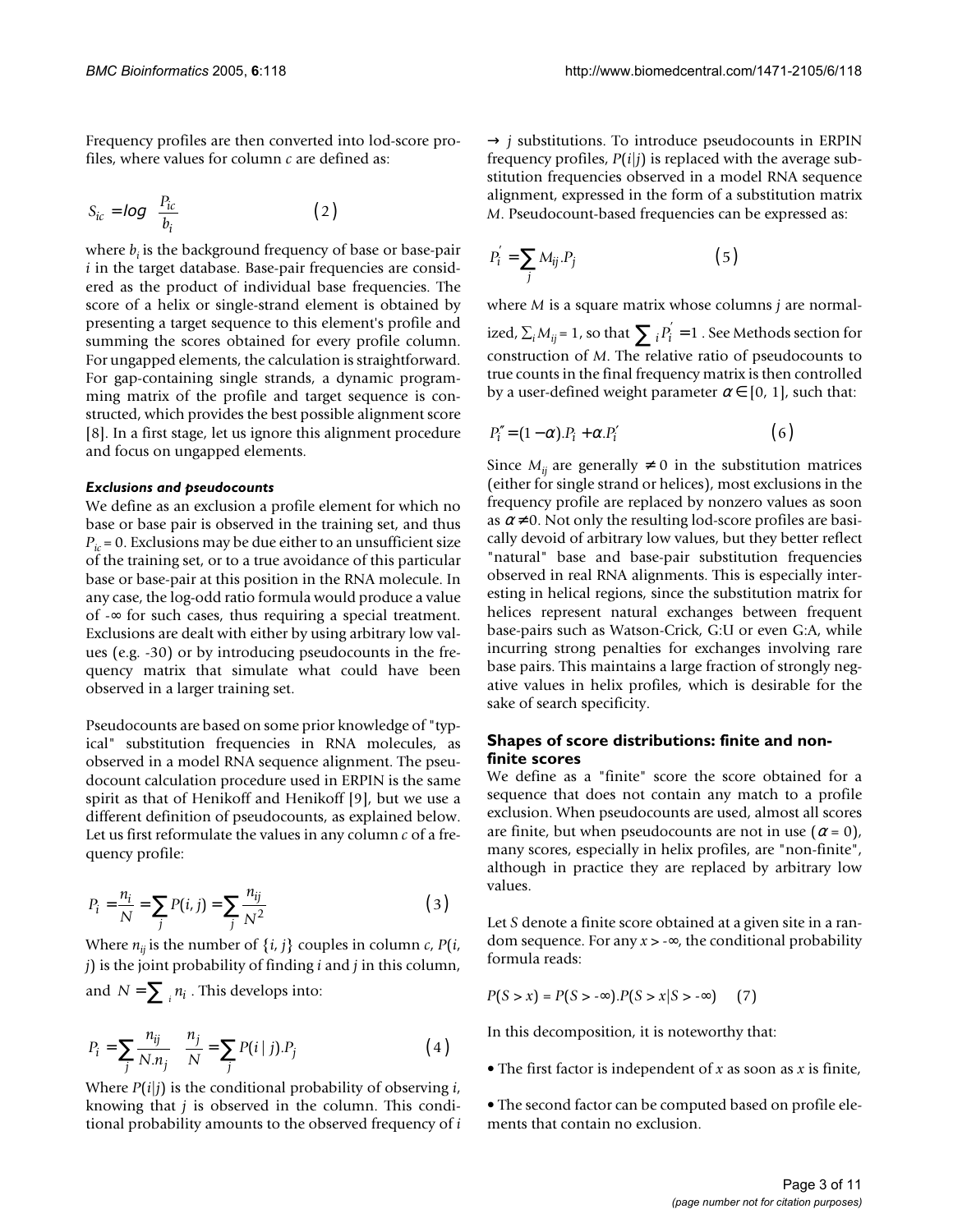Frequency profiles are then converted into lod-score profiles, where values for column $c$ are defined as:

$$S_{ic} = \log \frac{P_{ic}}{b_i} \qquad (2)$$

where $b_i$ is the background frequency of base or base-pair $i$ in the target database. Base-pair frequencies are considered as the product of individual base frequencies. The score of a helix or single-strand element is obtained by presenting a target sequence to this element's profile and summing the scores obtained for every profile column. For ungapped elements, the calculation is straightforward. For gap-containing single strands, a dynamic programming matrix of the profile and target sequence is constructed, which provides the best possible alignment score [8]. In a first stage, let us ignore this alignment procedure and focus on ungapped elements.

### *Exclusions and pseudocounts*

We define as an exclusion a profile element for which no base or base pair is observed in the training set, and thus $P_{ic} = 0$. Exclusions may be due either to an unsufficient size of the training set, or to a true avoidance of this particular base or base-pair at this position in the RNA molecule. In any case, the log-odd ratio formula would produce a value of $-\infty$ for such cases, thus requiring a special treatment. Exclusions are dealt with either by using arbitrary low values (e.g. -30) or by introducing pseudocounts in the frequency matrix that simulate what could have been observed in a larger training set.

Pseudocounts are based on some prior knowledge of "typical" substitution frequencies in RNA molecules, as observed in a model RNA sequence alignment. The pseudocount calculation procedure used in ERPIN is the same spirit as that of Henikoff and Henikoff [9], but we use a different definition of pseudocounts, as explained below. Let us first reformulate the values in any column $c$ of a frequency profile:

$$P_i = \frac{n_i}{N} = \sum_j P(i,j) = \sum_j \frac{n_{ij}}{N^2} \qquad (3)$$

Where $n_{ij}$ is the number of $\{i, j\}$ couples in column $c$, $P(i, j)$ is the joint probability of finding $i$ and $j$ in this column, and $N = \sum_i n_i$. This develops into:

$$P_i = \sum_j \frac{n_{ij}}{N.n_j} \cdot \frac{n_j}{N} = \sum_j P(i \mid j).P_j \qquad (4)$$

Where $P(i|j)$ is the conditional probability of observing $i$, knowing that $j$ is observed in the column. This conditional probability amounts to the observed frequency of $i \rightarrow j$ substitutions. To introduce pseudocounts in ERPIN frequency profiles, $P(i|j)$ is replaced with the average substitution frequencies observed in a model RNA sequence alignment, expressed in the form of a substitution matrix $M$. Pseudocount-based frequencies can be expressed as:

$$P_i^{'} = \sum_j M_{ij}.P_j \qquad (5)$$

where $M$ is a square matrix whose columns $j$ are normalized, $\sum_i M_{ij} = 1$, so that $\sum_i P_i^{'} = 1$. See Methods section for construction of $M$. The relative ratio of pseudocounts to true counts in the final frequency matrix is then controlled by a user-defined weight parameter $\alpha \in [0, 1]$, such that:

$$P_i^{''} = (1 - \alpha).P_i + \alpha.P_i^{'} \qquad (6)$$

Since $M_{ij}$ are generally $\neq 0$ in the substitution matrices (either for single strand or helices), most exclusions in the frequency profile are replaced by nonzero values as soon as $\alpha \neq 0$. Not only the resulting lod-score profiles are basically devoid of arbitrary low values, but they better reflect "natural" base and base-pair substitution frequencies observed in real RNA alignments. This is especially interesting in helical regions, since the substitution matrix for helices represent natural exchanges between frequent base-pairs such as Watson-Crick, G:U or even G:A, while incurring strong penalties for exchanges involving rare base pairs. This maintains a large fraction of strongly negative values in helix profiles, which is desirable for the sake of search specificity.

## Shapes of score distributions: finite and non-finite scores

We define as a "finite" score the score obtained for a sequence that does not contain any match to a profile exclusion. When pseudocounts are used, almost all scores are finite, but when pseudocounts are not in use ($\alpha = 0$), many scores, especially in helix profiles, are "non-finite", although in practice they are replaced by arbitrary low values.

Let $S$ denote a finite score obtained at a given site in a random sequence. For any $x > -\infty$, the conditional probability formula reads:

$$P(S > x) = P(S > -\infty).P(S > x|S > -\infty) \qquad (7)$$

In this decomposition, it is noteworthy that:

- The first factor is independent of $x$ as soon as $x$ is finite,

- The second factor can be computed based on profile elements that contain no exclusion.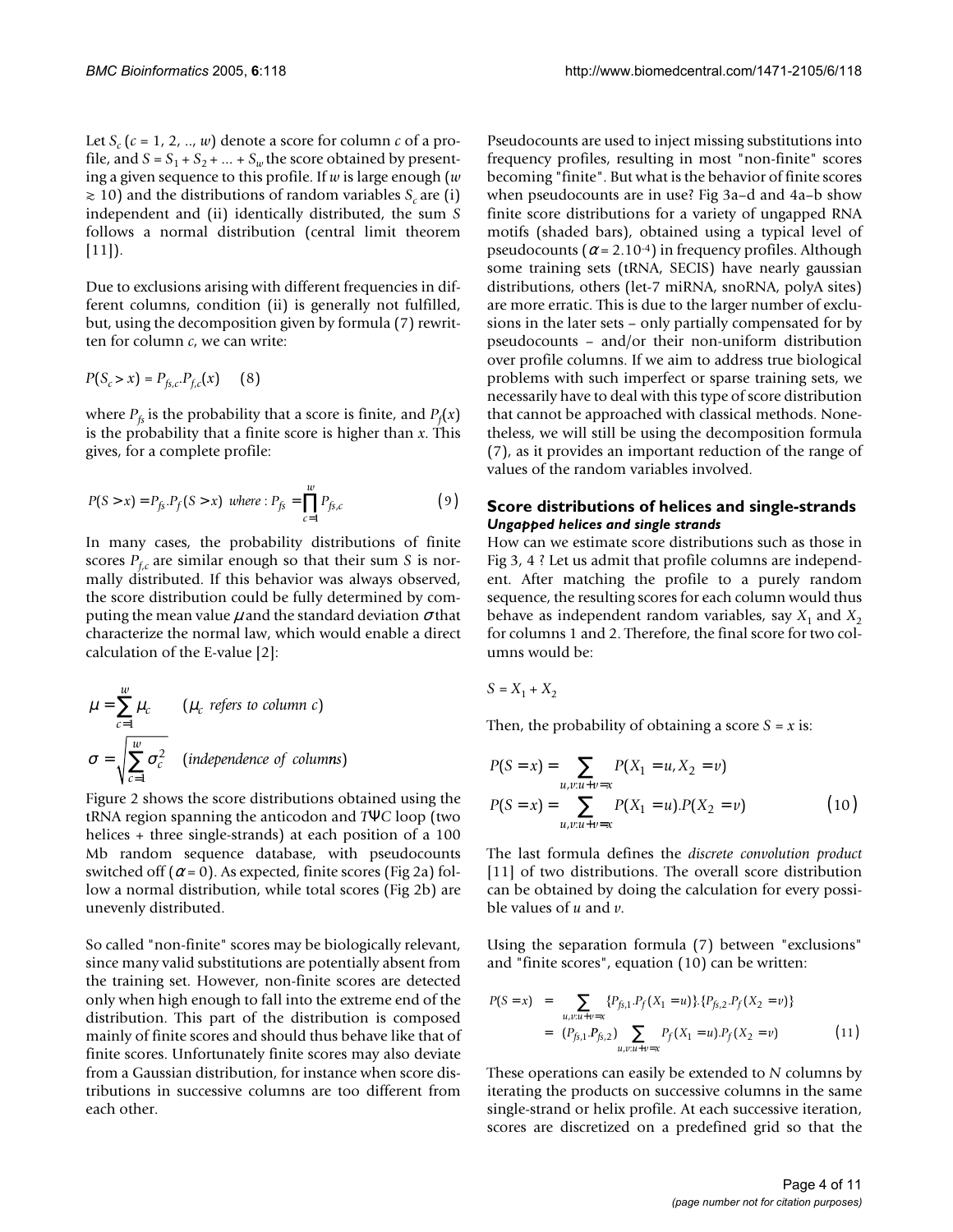Let $S_c$ ($c$ = 1, 2, .., $w$) denote a score for column $c$ of a profile, and $S = S_1 + S_2 + ... + S_w$ the score obtained by presenting a given sequence to this profile. If $w$ is large enough ($w \gtrsim 10$) and the distributions of random variables $S_c$ are (i) independent and (ii) identically distributed, the sum $S$ follows a normal distribution (central limit theorem [11]).

Due to exclusions arising with different frequencies in different columns, condition (ii) is generally not fulfilled, but, using the decomposition given by formula (7) rewritten for column $c$, we can write:

$$P(S_c > x) = P_{fs,c} . P_{f,c}(x) \quad (8)$$

where $P_{fs}$ is the probability that a score is finite, and $P_f(x)$ is the probability that a finite score is higher than $x$. This gives, for a complete profile:

$$P(S > x) = P_{fs} . P_f(S > x) \;\; where: P_{fs} = \prod_{c=1}^{w} P_{fs,c} \quad (9)$$

In many cases, the probability distributions of finite scores $P_{f,c}$ are similar enough so that their sum $S$ is normally distributed. If this behavior was always observed, the score distribution could be fully determined by computing the mean value $\mu$ and the standard deviation $\sigma$ that characterize the normal law, which would enable a direct calculation of the E-value [2]:

$$\mu = \sum_{c=1}^{w} \mu_c \qquad (\mu_c \textit{ refers to column } c)$$

$$\sigma = \sqrt{\sum_{c=1}^{w} \sigma_c^2} \quad (\textit{independence of columns})$$

Figure 2 shows the score distributions obtained using the tRNA region spanning the anticodon and $T\Psi C$ loop (two helices + three single-strands) at each position of a 100 Mb random sequence database, with pseudocounts switched off ($\alpha = 0$). As expected, finite scores (Fig 2a) follow a normal distribution, while total scores (Fig 2b) are unevenly distributed.

So called "non-finite" scores may be biologically relevant, since many valid substitutions are potentially absent from the training set. However, non-finite scores are detected only when high enough to fall into the extreme end of the distribution. This part of the distribution is composed mainly of finite scores and should thus behave like that of finite scores. Unfortunately finite scores may also deviate from a Gaussian distribution, for instance when score distributions in successive columns are too different from each other.

Pseudocounts are used to inject missing substitutions into frequency profiles, resulting in most "non-finite" scores becoming "finite". But what is the behavior of finite scores when pseudocounts are in use? Fig 3a–d and 4a–b show finite score distributions for a variety of ungapped RNA motifs (shaded bars), obtained using a typical level of pseudocounts ($\alpha = 2.10^{-4}$) in frequency profiles. Although some training sets (tRNA, SECIS) have nearly gaussian distributions, others (let-7 miRNA, snoRNA, polyA sites) are more erratic. This is due to the larger number of exclusions in the later sets – only partially compensated for by pseudocounts – and/or their non-uniform distribution over profile columns. If we aim to address true biological problems with such imperfect or sparse training sets, we necessarily have to deal with this type of score distribution that cannot be approached with classical methods. Nonetheless, we will still be using the decomposition formula (7), as it provides an important reduction of the range of values of the random variables involved.

## Score distributions of helices and single-strands

### *Ungapped helices and single strands*

How can we estimate score distributions such as those in Fig 3, 4 ? Let us admit that profile columns are independent. After matching the profile to a purely random sequence, the resulting scores for each column would thus behave as independent random variables, say $X_1$ and $X_2$ for columns 1 and 2. Therefore, the final score for two columns would be:

$$S = X_1 + X_2$$

Then, the probability of obtaining a score $S = x$ is:

$$P(S = x) = \sum_{u,v:u+v=x} P(X_1 = u, X_2 = v)$$

$$P(S = x) = \sum_{u,v:u+v=x} P(X_1 = u).P(X_2 = v) \quad (10)$$

The last formula defines the *discrete convolution product* [11] of two distributions. The overall score distribution can be obtained by doing the calculation for every possible values of $u$ and $v$.

Using the separation formula (7) between "exclusions" and "finite scores", equation (10) can be written:

$$\begin{aligned} P(S = x) &= \sum_{u,v:u+v=x} \{P_{fs,1}.P_f(X_1 = u)\}.\{P_{fs,2}.P_f(X_2 = v)\} \\ &= (P_{fs,1}.P_{fs,2}) \sum_{u,v:u+v=x} P_f(X_1 = u).P_f(X_2 = v) \end{aligned} \quad (11)$$

These operations can easily be extended to $N$ columns by iterating the products on successive columns in the same single-strand or helix profile. At each successive iteration, scores are discretized on a predefined grid so that the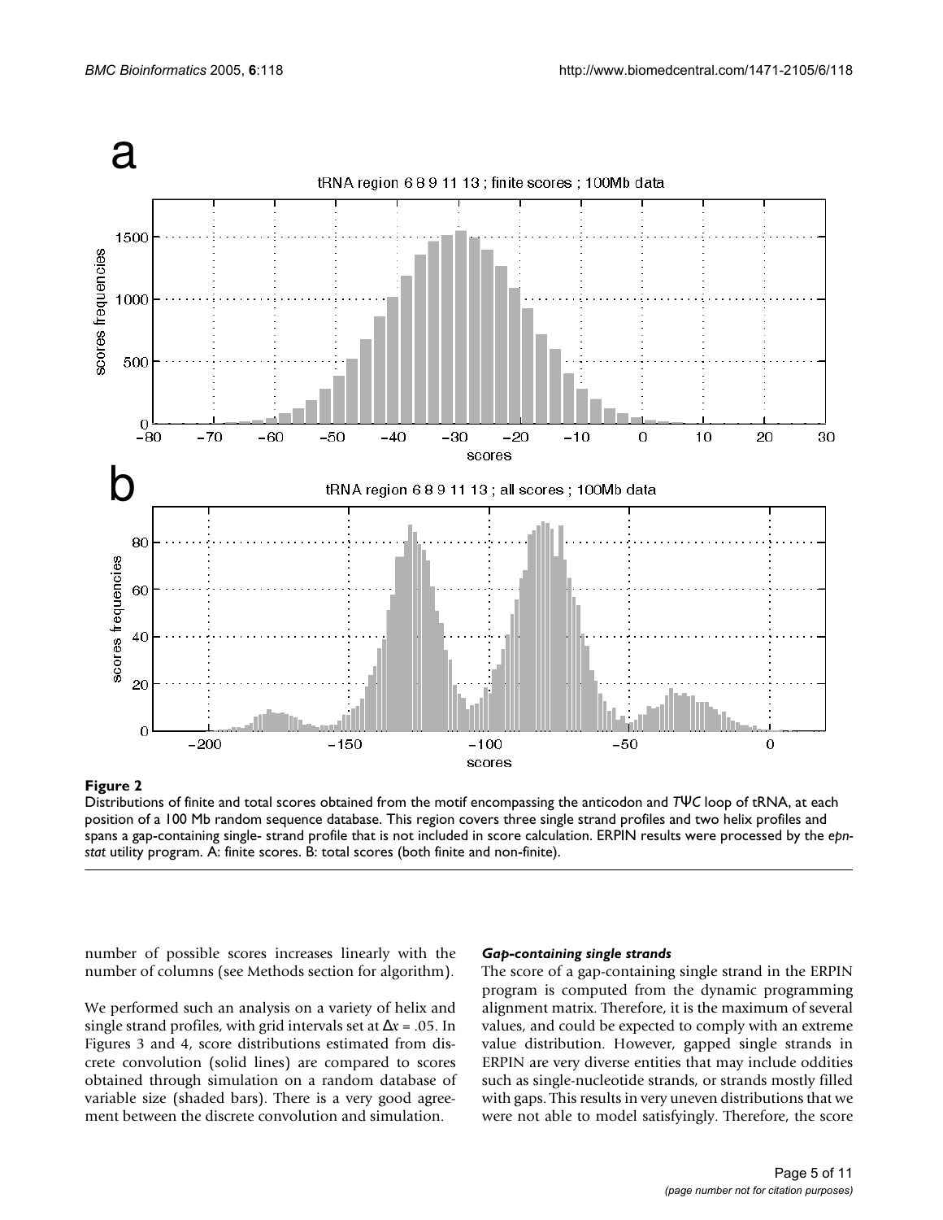**Figure 2**

Distributions of finite and total scores obtained from the motif encompassing the anticodon and *TΨC* loop of tRNA, at each position of a 100 Mb random sequence database. This region covers three single strand profiles and two helix profiles and spans a gap-containing single- strand profile that is not included in score calculation. ERPIN results were processed by the *epnstat* utility program. A: finite scores. B: total scores (both finite and non-finite).

number of possible scores increases linearly with the number of columns (see Methods section for algorithm).

We performed such an analysis on a variety of helix and single strand profiles, with grid intervals set at $\Delta x = .05$. In Figures 3 and 4, score distributions estimated from discrete convolution (solid lines) are compared to scores obtained through simulation on a random database of variable size (shaded bars). There is a very good agreement between the discrete convolution and simulation.

#### *Gap-containing single strands*

The score of a gap-containing single strand in the ERPIN program is computed from the dynamic programming alignment matrix. Therefore, it is the maximum of several values, and could be expected to comply with an extreme value distribution. However, gapped single strands in ERPIN are very diverse entities that may include oddities such as single-nucleotide strands, or strands mostly filled with gaps. This results in very uneven distributions that we were not able to model satisfyingly. Therefore, the score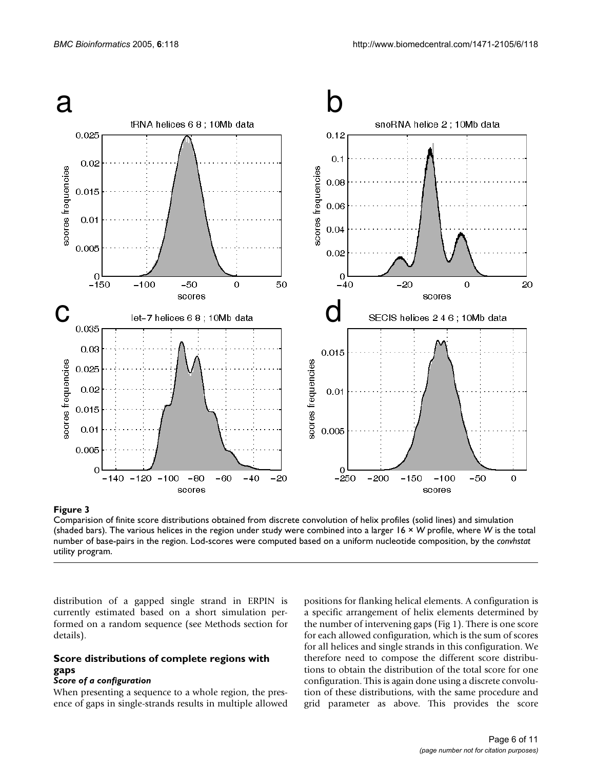a

tRNA helices 6 8 ; 10Mb data

scores frequencies

0.025
0.02
0.015
0.01
0.005
0

−150 −100 −50 0 50

scores

b

snoRNA helice 2 ; 10Mb data

scores frequencies

0.12
0.1
0.08
0.06
0.04
0.02
0

−40 −20 0 20

scores

c

let−7 helices 6 8 ; 10Mb data

scores frequencies

0.035
0.03
0.025
0.02
0.015
0.01
0.005
0

−140 −120 −100 −80 −60 −40 −20

scores

d

SECIS helices 2 4 6 ; 10Mb data

scores frequencies

0.015
0.01
0.005
0

−250 −200 −150 −100 −50 0

scores

**Figure 3**

Comparision of finite score distributions obtained from discrete convolution of helix profiles (solid lines) and simulation (shaded bars). The various helices in the region under study were combined into a larger 16 × *W* profile, where *W* is the total number of base-pairs in the region. Lod-scores were computed based on a uniform nucleotide composition, by the *convhstat* utility program.

distribution of a gapped single strand in ERPIN is currently estimated based on a short simulation performed on a random sequence (see Methods section for details).

## Score distributions of complete regions with gaps

### *Score of a configuration*

When presenting a sequence to a whole region, the presence of gaps in single-strands results in multiple allowed positions for flanking helical elements. A configuration is a specific arrangement of helix elements determined by the number of intervening gaps (Fig 1). There is one score for each allowed configuration, which is the sum of scores for all helices and single strands in this configuration. We therefore need to compose the different score distributions to obtain the distribution of the total score for one configuration. This is again done using a discrete convolution of these distributions, with the same procedure and grid parameter as above. This provides the score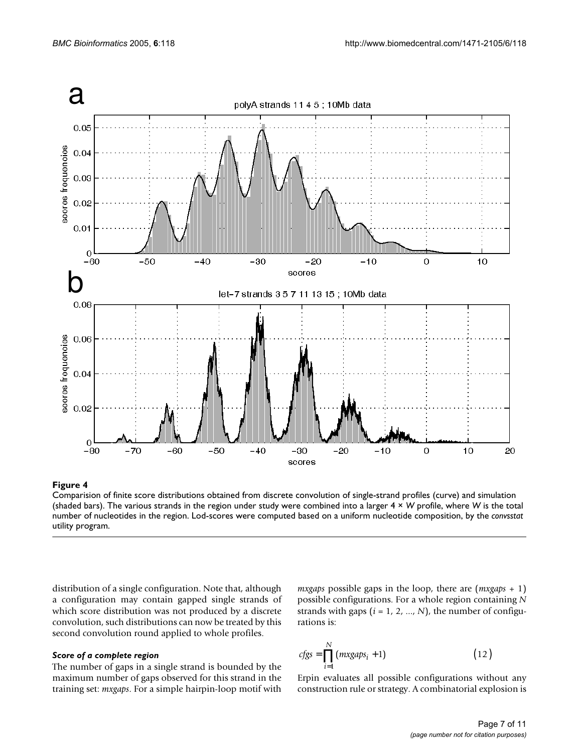a

polyA strands 11 4 5 ; 10Mb data

scores frequencies

0.05
0.04
0.03
0.02
0.01
0

−60 −50 −40 −30 −20 −10 0 10

scores

b

let-7 strands 3 5 7 11 13 15 ; 10Mb data

scores frequencies

0.08
0.06
0.04
0.02
0

−80 −70 −60 −50 −40 −30 −20 −10 0 10 20

scores

**Figure 4**

Comparision of finite score distributions obtained from discrete convolution of single-strand profiles (curve) and simulation (shaded bars). The various strands in the region under study were combined into a larger $4 \times W$ profile, where $W$ is the total number of nucleotides in the region. Lod-scores were computed based on a uniform nucleotide composition, by the *convsstat* utility program.

distribution of a single configuration. Note that, although a configuration may contain gapped single strands of which score distribution was not produced by a discrete convolution, such distributions can now be treated by this second convolution round applied to whole profiles.

#### *Score of a complete region*

The number of gaps in a single strand is bounded by the maximum number of gaps observed for this strand in the training set: *mxgaps*. For a simple hairpin-loop motif with *mxgaps* possible gaps in the loop, there are (*mxgaps* + 1) possible configurations. For a whole region containing $N$ strands with gaps ($i$ = 1, 2, ..., $N$), the number of configurations is:

$$cfgs = \prod_{i=1}^{N} (mxgaps_i + 1) \qquad (12)$$

Erpin evaluates all possible configurations without any construction rule or strategy. A combinatorial explosion is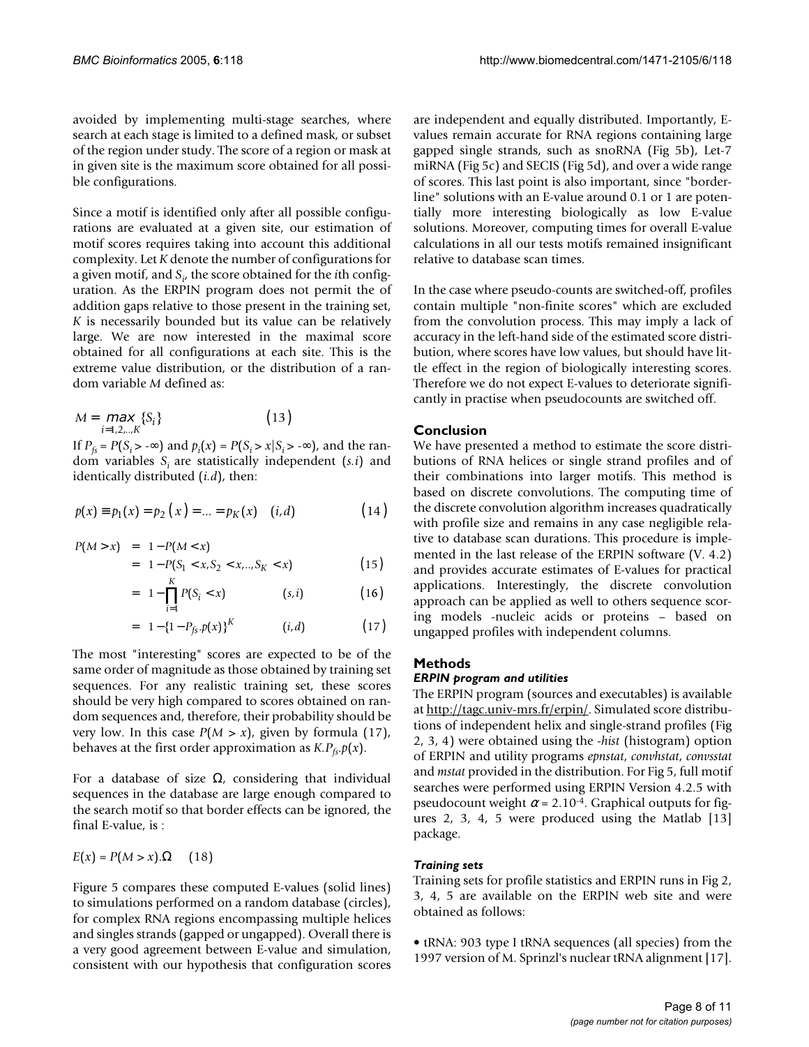avoided by implementing multi-stage searches, where search at each stage is limited to a defined mask, or subset of the region under study. The score of a region or mask at in given site is the maximum score obtained for all possible configurations.

Since a motif is identified only after all possible configurations are evaluated at a given site, our estimation of motif scores requires taking into account this additional complexity. Let $K$ denote the number of configurations for a given motif, and $S_i$, the score obtained for the $i$th configuration. As the ERPIN program does not permit the of addition gaps relative to those present in the training set, $K$ is necessarily bounded but its value can be relatively large. We are now interested in the maximal score obtained for all configurations at each site. This is the extreme value distribution, or the distribution of a random variable $M$ defined as:

$$M = \max_{i=1,2,..,K} \{S_i\} \qquad (13)$$

If $P_{fs} = P(S_i > -\infty)$ and $p_i(x) = P(S_i > x | S_i > -\infty)$, and the random variables $S_i$ are statistically independent (*s.i*) and identically distributed (*i.d*), then:

$$p(x) \equiv p_1(x) = p_2(x) = ... = p_K(x) \quad (i,d) \qquad (14)$$

$$\begin{aligned} P(M > x) &= 1 - P(M < x) \\ &= 1 - P(S_1 < x, S_2 < x, .., S_K < x) \qquad (15) \\ &= 1 - \prod_{i=1}^{K} P(S_i < x) \qquad (s,i) \qquad (16) \\ &= 1 - \{1 - P_{fs}.p(x)\}^K \qquad (i,d) \qquad (17) \end{aligned}$$

The most "interesting" scores are expected to be of the same order of magnitude as those obtained by training set sequences. For any realistic training set, these scores should be very high compared to scores obtained on random sequences and, therefore, their probability should be very low. In this case $P(M > x)$, given by formula (17), behaves at the first order approximation as $K.P_{fs}.p(x)$.

For a database of size $\Omega$, considering that individual sequences in the database are large enough compared to the search motif so that border effects can be ignored, the final E-value, is :

$$E(x) = P(M > x).\Omega \qquad (18)$$

Figure 5 compares these computed E-values (solid lines) to simulations performed on a random database (circles), for complex RNA regions encompassing multiple helices and singles strands (gapped or ungapped). Overall there is a very good agreement between E-value and simulation, consistent with our hypothesis that configuration scores are independent and equally distributed. Importantly, E-values remain accurate for RNA regions containing large gapped single strands, such as snoRNA (Fig 5b), Let-7 miRNA (Fig 5c) and SECIS (Fig 5d), and over a wide range of scores. This last point is also important, since "borderline" solutions with an E-value around 0.1 or 1 are potentially more interesting biologically as low E-value solutions. Moreover, computing times for overall E-value calculations in all our tests motifs remained insignificant relative to database scan times.

In the case where pseudo-counts are switched-off, profiles contain multiple "non-finite scores" which are excluded from the convolution process. This may imply a lack of accuracy in the left-hand side of the estimated score distribution, where scores have low values, but should have little effect in the region of biologically interesting scores. Therefore we do not expect E-values to deteriorate significantly in practise when pseudocounts are switched off.

## Conclusion

We have presented a method to estimate the score distributions of RNA helices or single strand profiles and of their combinations into larger motifs. This method is based on discrete convolutions. The computing time of the discrete convolution algorithm increases quadratically with profile size and remains in any case negligible relative to database scan durations. This procedure is implemented in the last release of the ERPIN software (V. 4.2) and provides accurate estimates of E-values for practical applications. Interestingly, the discrete convolution approach can be applied as well to others sequence scoring models -nucleic acids or proteins – based on ungapped profiles with independent columns.

## Methods

### ERPIN program and utilities

The ERPIN program (sources and executables) is available at http://tagc.univ-mrs.fr/erpin/. Simulated score distributions of independent helix and single-strand profiles (Fig 2, 3, 4) were obtained using the *-hist* (histogram) option of ERPIN and utility programs *epnstat*, *convhstat*, *convsstat* and *mstat* provided in the distribution. For Fig 5, full motif searches were performed using ERPIN Version 4.2.5 with pseudocount weight $\alpha = 2.10^{-4}$. Graphical outputs for figures 2, 3, 4, 5 were produced using the Matlab [13] package.

### Training sets

Training sets for profile statistics and ERPIN runs in Fig 2, 3, 4, 5 are available on the ERPIN web site and were obtained as follows:

• tRNA: 903 type I tRNA sequences (all species) from the 1997 version of M. Sprinzl's nuclear tRNA alignment [17].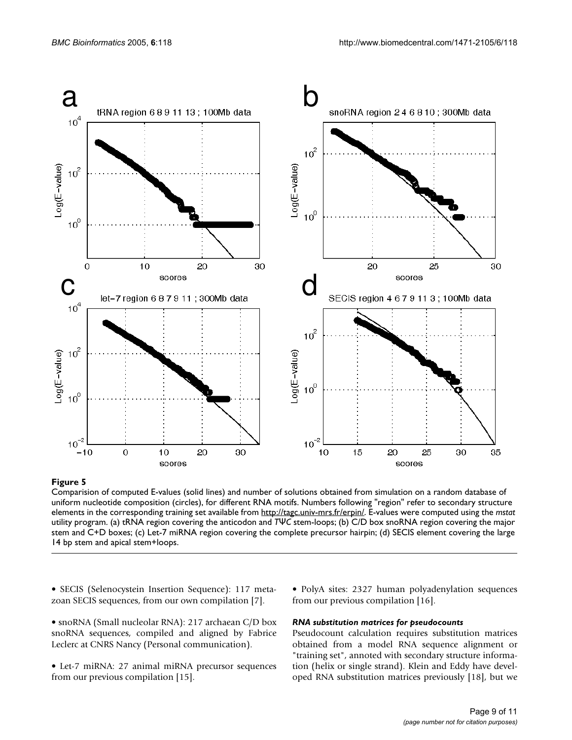a

tRNA region 6 8 9 11 13 ; 100Mb data

Log(E-value)

scores

b

snoRNA region 2 4 6 8 10 ; 300Mb data

Log(E-value)

scores

c

let-7 region 6 8 7 9 11 ; 300Mb data

Log(E-value)

scores

d

SECIS region 4 6 7 9 11 3 ; 100Mb data

Log(E-value)

scores

**Figure 5**

Comparision of computed E-values (solid lines) and number of solutions obtained from simulation on a random database of uniform nucleotide composition (circles), for different RNA motifs. Numbers following "region" refer to secondary structure elements in the corresponding training set available from http://tagc.univ-mrs.fr/erpin/. E-values were computed using the *mstat* utility program. (a) tRNA region covering the anticodon and *TΨC* stem-loops; (b) C/D box snoRNA region covering the major stem and C+D boxes; (c) Let-7 miRNA region covering the complete precursor hairpin; (d) SECIS element covering the large 14 bp stem and apical stem+loops.

- SECIS (Selenocystein Insertion Sequence): 117 metazoan SECIS sequences, from our own compilation [7].

- snoRNA (Small nucleolar RNA): 217 archaean C/D box snoRNA sequences, compiled and aligned by Fabrice Leclerc at CNRS Nancy (Personal communication).

- Let-7 miRNA: 27 animal miRNA precursor sequences from our previous compilation [15].

- PolyA sites: 2327 human polyadenylation sequences from our previous compilation [16].

#### *RNA substitution matrices for pseudocounts*

Pseudocount calculation requires substitution matrices obtained from a model RNA sequence alignment or "training set", annoted with secondary structure information (helix or single strand). Klein and Eddy have developed RNA substitution matrices previously [18], but we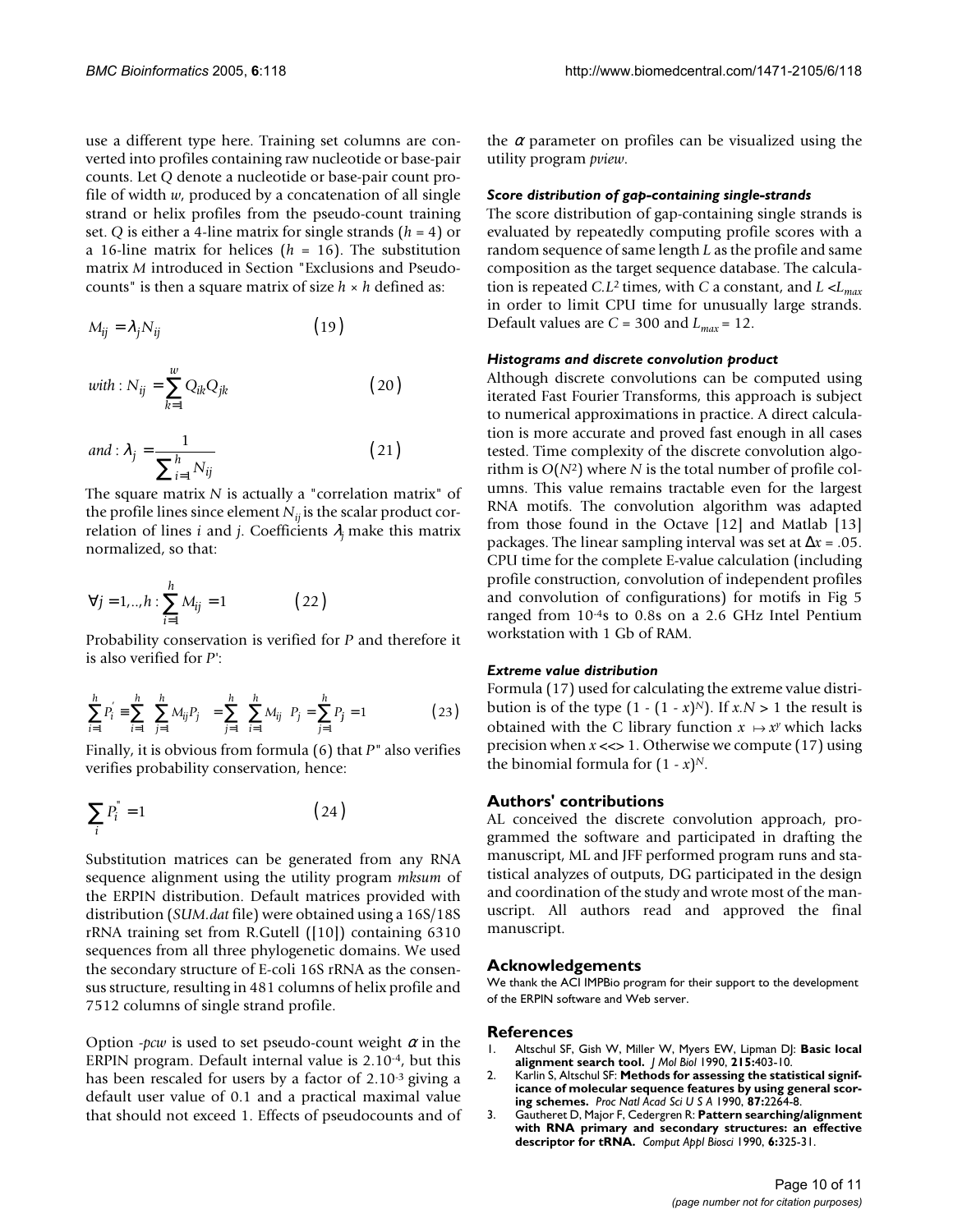use a different type here. Training set columns are converted into profiles containing raw nucleotide or base-pair counts. Let $Q$ denote a nucleotide or base-pair count profile of width $w$, produced by a concatenation of all single strand or helix profiles from the pseudo-count training set. $Q$ is either a 4-line matrix for single strands ($h = 4$) or a 16-line matrix for helices ($h = 16$). The substitution matrix $M$ introduced in Section "Exclusions and Pseudocounts" is then a square matrix of size $h \times h$ defined as:

$$M_{ij} = \lambda_j N_{ij} \qquad (19)$$

$$with: N_{ij} = \sum_{k=1}^{w} Q_{ik} Q_{jk} \qquad (20)$$

$$and: \lambda_j = \frac{1}{\sum_{i=1}^{h} N_{ij}} \qquad (21)$$

The square matrix $N$ is actually a "correlation matrix" of the profile lines since element $N_{ij}$ is the scalar product correlation of lines $i$ and $j$. Coefficients $\lambda_j$ make this matrix normalized, so that:

$$\forall j = 1,..,h: \sum_{i=1}^{h} M_{ij} = 1 \qquad (22)$$

Probability conservation is verified for $P$ and therefore it is also verified for $P'$:

$$\sum_{i=1}^{h} P_i^{'} \equiv \sum_{i=1}^{h} \sum_{j=1}^{h} M_{ij} P_j = \sum_{j=1}^{h} \sum_{i=1}^{h} M_{ij} P_j = \sum_{j=1}^{h} P_j = 1 \qquad (23)$$

Finally, it is obvious from formula (6) that $P''$ also verifies verifies probability conservation, hence:

$$\sum_{i} P_i^{''} = 1 \qquad (24)$$

Substitution matrices can be generated from any RNA sequence alignment using the utility program *mksum* of the ERPIN distribution. Default matrices provided with distribution (*SUM.dat* file) were obtained using a 16S/18S rRNA training set from R.Gutell ([10]) containing 6310 sequences from all three phylogenetic domains. We used the secondary structure of E-coli 16S rRNA as the consensus structure, resulting in 481 columns of helix profile and 7512 columns of single strand profile.

Option *-pcw* is used to set pseudo-count weight $\alpha$ in the ERPIN program. Default internal value is $2.10^{-4}$, but this has been rescaled for users by a factor of $2.10^{-3}$ giving a default user value of 0.1 and a practical maximal value that should not exceed 1. Effects of pseudocounts and of the $\alpha$ parameter on profiles can be visualized using the utility program *pview*.

#### *Score distribution of gap-containing single-strands*

The score distribution of gap-containing single strands is evaluated by repeatedly computing profile scores with a random sequence of same length $L$ as the profile and same composition as the target sequence database. The calculation is repeated $C.L^2$ times, with $C$ a constant, and $L < L_{max}$ in order to limit CPU time for unusually large strands. Default values are $C = 300$ and $L_{max} = 12$.

#### *Histograms and discrete convolution product*

Although discrete convolutions can be computed using iterated Fast Fourier Transforms, this approach is subject to numerical approximations in practice. A direct calculation is more accurate and proved fast enough in all cases tested. Time complexity of the discrete convolution algorithm is $O(N^2)$ where $N$ is the total number of profile columns. This value remains tractable even for the largest RNA motifs. The convolution algorithm was adapted from those found in the Octave [12] and Matlab [13] packages. The linear sampling interval was set at $\Delta x = .05$. CPU time for the complete E-value calculation (including profile construction, convolution of independent profiles and convolution of configurations) for motifs in Fig 5 ranged from $10^{-4}$s to 0.8s on a 2.6 GHz Intel Pentium workstation with 1 Gb of RAM.

#### *Extreme value distribution*

Formula (17) used for calculating the extreme value distribution is of the type $(1 - (1 - x)^N)$. If $x.N > 1$ the result is obtained with the C library function $x \mapsto x^y$ which lacks precision when $x <<> 1$. Otherwise we compute (17) using the binomial formula for $(1 - x)^N$.

## Authors' contributions

AL conceived the discrete convolution approach, programmed the software and participated in drafting the manuscript, ML and JFF performed program runs and statistical analyzes of outputs, DG participated in the design and coordination of the study and wrote most of the manuscript. All authors read and approved the final manuscript.

## Acknowledgements

We thank the ACI IMPBio program for their support to the development of the ERPIN software and Web server.

## References

1. Altschul SF, Gish W, Miller W, Myers EW, Lipman DJ: **Basic local alignment search tool.** *J Mol Biol* 1990, **215:**403-10.
2. Karlin S, Altschul SF: **Methods for assessing the statistical significance of molecular sequence features by using general scoring schemes.** *Proc Natl Acad Sci U S A* 1990, **87:**2264-8.
3. Gautheret D, Major F, Cedergren R: **Pattern searching/alignment with RNA primary and secondary structures: an effective descriptor for tRNA.** *Comput Appl Biosci* 1990, **6:**325-31.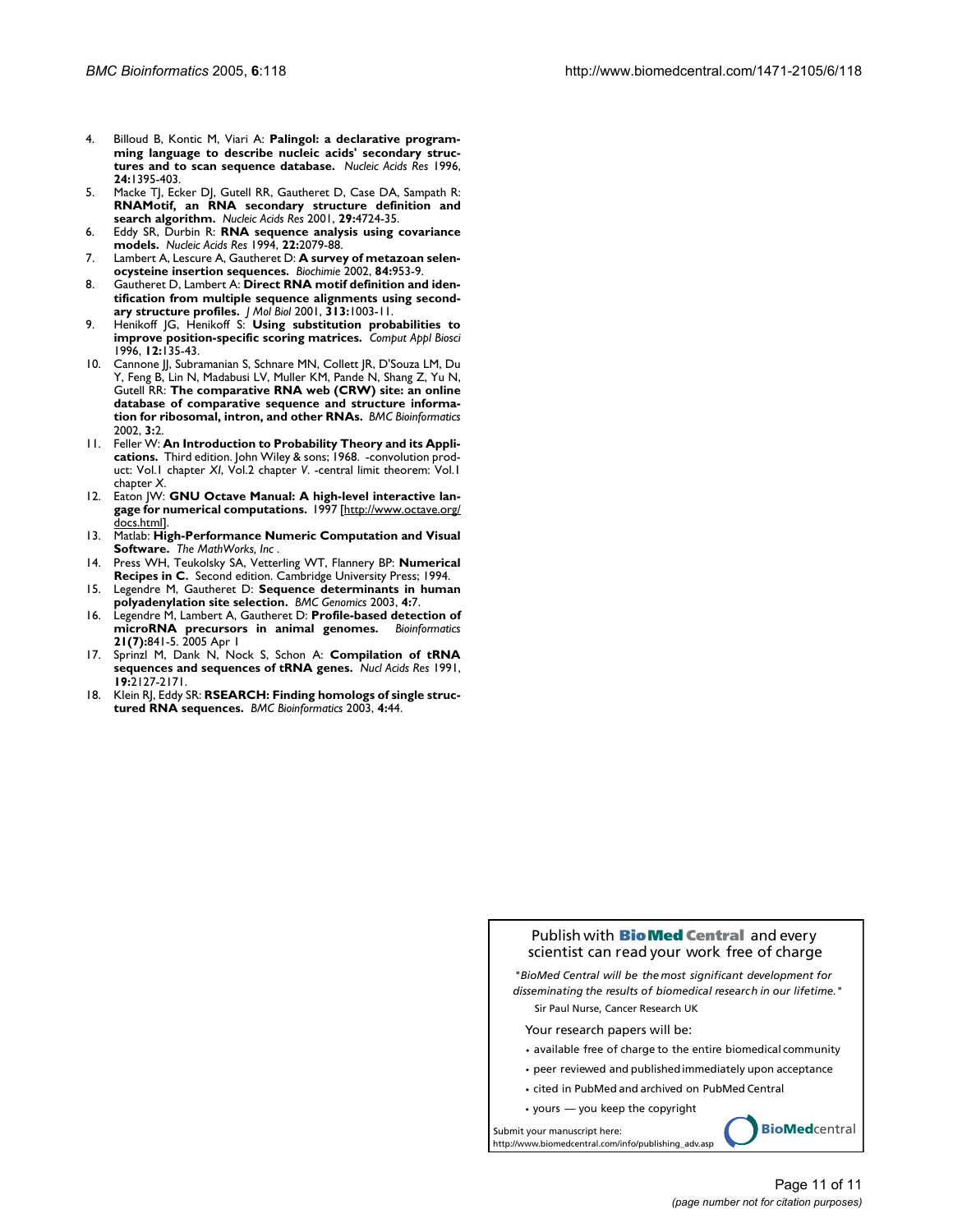4. Billoud B, Kontic M, Viari A: **Palingol: a declarative programming language to describe nucleic acids' secondary structures and to scan sequence database.** *Nucleic Acids Res* 1996, **24:**1395-403.
5. Macke TJ, Ecker DJ, Gutell RR, Gautheret D, Case DA, Sampath R: **RNAMotif, an RNA secondary structure definition and search algorithm.** *Nucleic Acids Res* 2001, **29:**4724-35.
6. Eddy SR, Durbin R: **RNA sequence analysis using covariance models.** *Nucleic Acids Res* 1994, **22:**2079-88.
7. Lambert A, Lescure A, Gautheret D: **A survey of metazoan selenocysteine insertion sequences.** *Biochimie* 2002, **84:**953-9.
8. Gautheret D, Lambert A: **Direct RNA motif definition and identification from multiple sequence alignments using secondary structure profiles.** *J Mol Biol* 2001, **313:**1003-11.
9. Henikoff JG, Henikoff S: **Using substitution probabilities to improve position-specific scoring matrices.** *Comput Appl Biosci* 1996, **12:**135-43.
10. Cannone JJ, Subramanian S, Schnare MN, Collett JR, D'Souza LM, Du Y, Feng B, Lin N, Madabusi LV, Muller KM, Pande N, Shang Z, Yu N, Gutell RR: **The comparative RNA web (CRW) site: an online database of comparative sequence and structure information for ribosomal, intron, and other RNAs.** *BMC Bioinformatics* 2002, **3:**2.
11. Feller W: **An Introduction to Probability Theory and its Applications.** Third edition. John Wiley & sons; 1968. -convolution product: Vol.1 chapter *XI*, Vol.2 chapter *V*. -central limit theorem: Vol.1 chapter *X*.
12. Eaton JW: **GNU Octave Manual: A high-level interactive langage for numerical computations.** 1997 [http://www.octave.org/docs.html].
13. Matlab: **High-Performance Numeric Computation and Visual Software.** *The MathWorks, Inc* .
14. Press WH, Teukolsky SA, Vetterling WT, Flannery BP: **Numerical Recipes in C.** Second edition. Cambridge University Press; 1994.
15. Legendre M, Gautheret D: **Sequence determinants in human polyadenylation site selection.** *BMC Genomics* 2003, **4:**7.
16. Legendre M, Lambert A, Gautheret D: **Profile-based detection of microRNA precursors in animal genomes.** *Bioinformatics* **21(7):**841-5. 2005 Apr 1
17. Sprinzl M, Dank N, Nock S, Schon A: **Compilation of tRNA sequences and sequences of tRNA genes.** *Nucl Acids Res* 1991, **19:**2127-2171.
18. Klein RJ, Eddy SR: **RSEARCH: Finding homologs of single structured RNA sequences.** *BMC Bioinformatics* 2003, **4:**44.

Publish with **BioMed Central** and every scientist can read your work free of charge

*"BioMed Central will be the most significant development for disseminating the results of biomedical research in our lifetime."*

Sir Paul Nurse, Cancer Research UK

Your research papers will be:

- available free of charge to the entire biomedical community
- peer reviewed and published immediately upon acceptance
- cited in PubMed and archived on PubMed Central
- yours — you keep the copyright

Submit your manuscript here:
http://www.biomedcentral.com/info/publishing_adv.asp

**BioMed**central